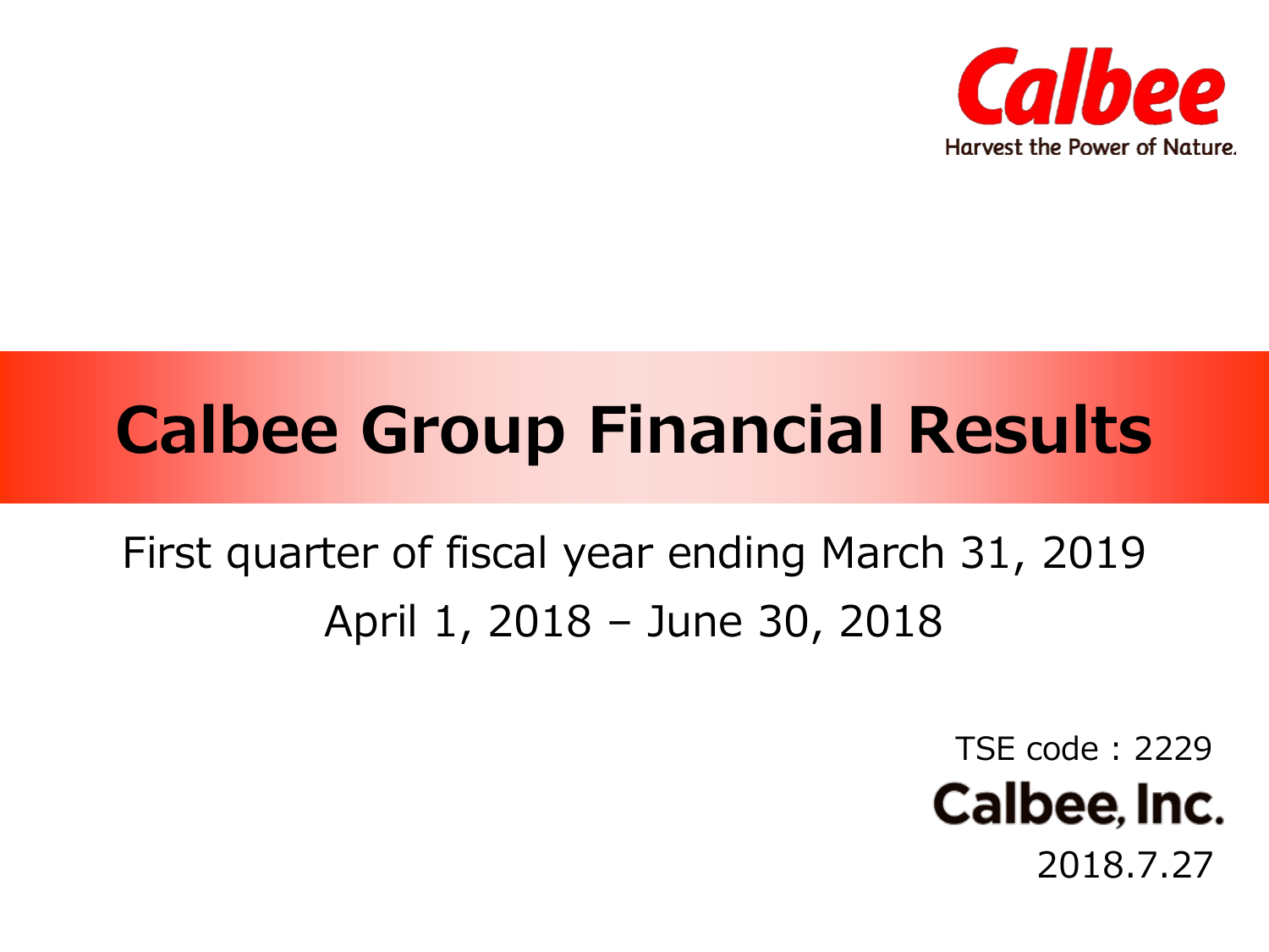Calbee

Harvest the Power of Nature.

# Calbee Group Financial Results

First quarter of fiscal year ending March 31, 2019

April 1, 2018 – June 30, 2018

TSE code：2229

Calbee, Inc.

2018.7.27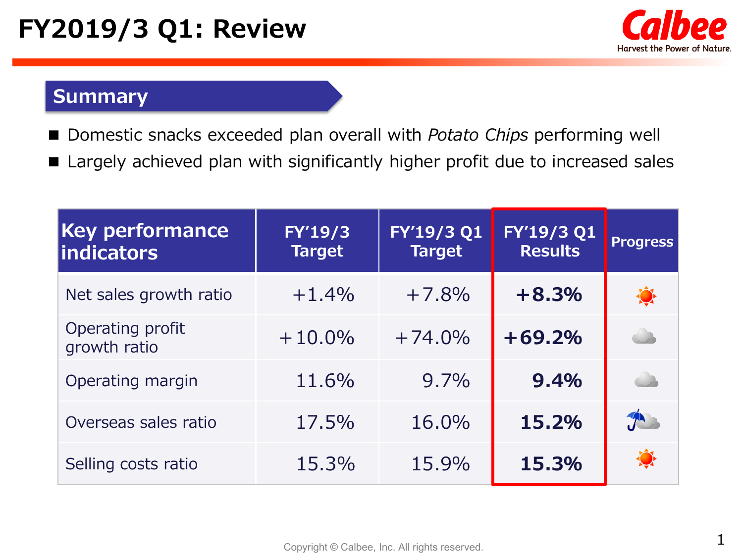# FY2019/3 Q1: Review

## Summary

- Domestic snacks exceeded plan overall with *Potato Chips* performing well
- Largely achieved plan with significantly higher profit due to increased sales

| Key performance indicators | FY'19/3 Target | FY'19/3 Q1 Target | FY'19/3 Q1 Results | Progress |
|---|---|---|---|---|
| Net sales growth ratio | +1.4% | +7.8% | **+8.3%** | |
| Operating profit growth ratio | +10.0% | +74.0% | **+69.2%** | |
| Operating margin | 11.6% | 9.7% | **9.4%** | |
| Overseas sales ratio | 17.5% | 16.0% | **15.2%** | |
| Selling costs ratio | 15.3% | 15.9% | **15.3%** | |

Copyright © Calbee, Inc. All rights reserved.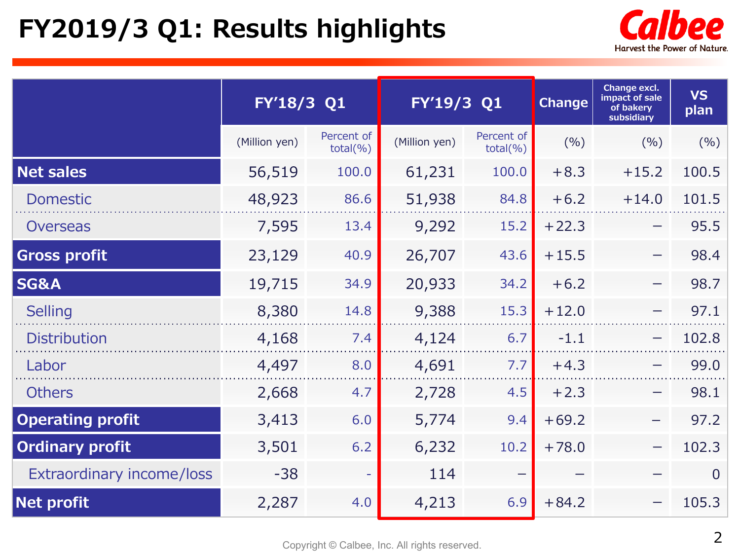# FY2019/3 Q1: Results highlights

| | FY'18/3 Q1 | | FY'19/3 Q1 | | Change | Change excl. impact of sale of bakery subsidiary | VS plan |
|---|---|---|---|---|---|---|---|
| | (Million yen) | Percent of total(%) | (Million yen) | Percent of total(%) | (%) | (%) | (%) |
| **Net sales** | 56,519 | 100.0 | 61,231 | 100.0 | +8.3 | +15.2 | 100.5 |
| Domestic | 48,923 | 86.6 | 51,938 | 84.8 | +6.2 | +14.0 | 101.5 |
| Overseas | 7,595 | 13.4 | 9,292 | 15.2 | +22.3 | – | 95.5 |
| **Gross profit** | 23,129 | 40.9 | 26,707 | 43.6 | +15.5 | – | 98.4 |
| **SG&A** | 19,715 | 34.9 | 20,933 | 34.2 | +6.2 | – | 98.7 |
| Selling | 8,380 | 14.8 | 9,388 | 15.3 | +12.0 | – | 97.1 |
| Distribution | 4,168 | 7.4 | 4,124 | 6.7 | -1.1 | – | 102.8 |
| Labor | 4,497 | 8.0 | 4,691 | 7.7 | +4.3 | – | 99.0 |
| Others | 2,668 | 4.7 | 2,728 | 4.5 | +2.3 | – | 98.1 |
| **Operating profit** | 3,413 | 6.0 | 5,774 | 9.4 | +69.2 | – | 97.2 |
| **Ordinary profit** | 3,501 | 6.2 | 6,232 | 10.2 | +78.0 | – | 102.3 |
| Extraordinary income/loss | -38 | - | 114 | – | – | – | 0 |
| **Net profit** | 2,287 | 4.0 | 4,213 | 6.9 | +84.2 | – | 105.3 |

Copyright © Calbee, Inc. All rights reserved.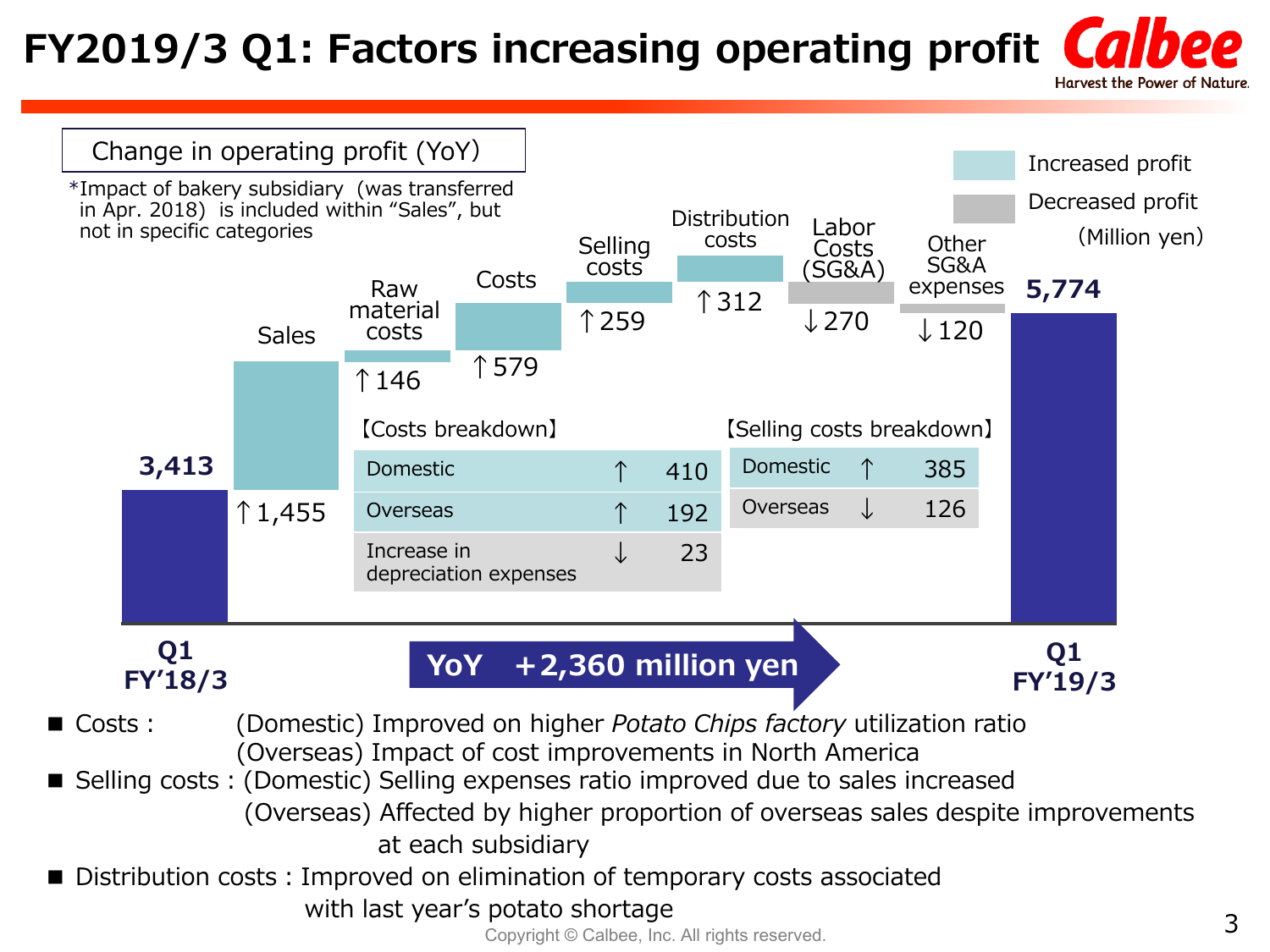# FY2019/3 Q1: Factors increasing operating profit

Change in operating profit (YoY)

*Impact of bakery subsidiary (was transferred in Apr. 2018) is included within "Sales", but not in specific categories

(Million yen)

| Item | Change |
| --- | --- |
| Q1 FY'18/3 | 3,413 |
| Sales | ↑1,455 |
| Raw material costs | ↑146 |
| Costs | ↑579 |
| Selling costs | ↑259 |
| Distribution costs | ↑312 |
| Labor Costs (SG&A) | ↓270 |
| Other SG&A expenses | ↓120 |
| Q1 FY'19/3 | 5,774 |

【Costs breakdown】

| | | |
| --- | --- | --- |
| Domestic | ↑ | 410 |
| Overseas | ↑ | 192 |
| Increase in depreciation expenses | ↓ | 23 |

【Selling costs breakdown】

| | | |
| --- | --- | --- |
| Domestic | ↑ | 385 |
| Overseas | ↓ | 126 |

**YoY +2,360 million yen**

- Costs : (Domestic) Improved on higher *Potato Chips factory* utilization ratio
  (Overseas) Impact of cost improvements in North America
- Selling costs : (Domestic) Selling expenses ratio improved due to sales increased
  (Overseas) Affected by higher proportion of overseas sales despite improvements at each subsidiary
- Distribution costs : Improved on elimination of temporary costs associated with last year's potato shortage

Copyright © Calbee, Inc. All rights reserved.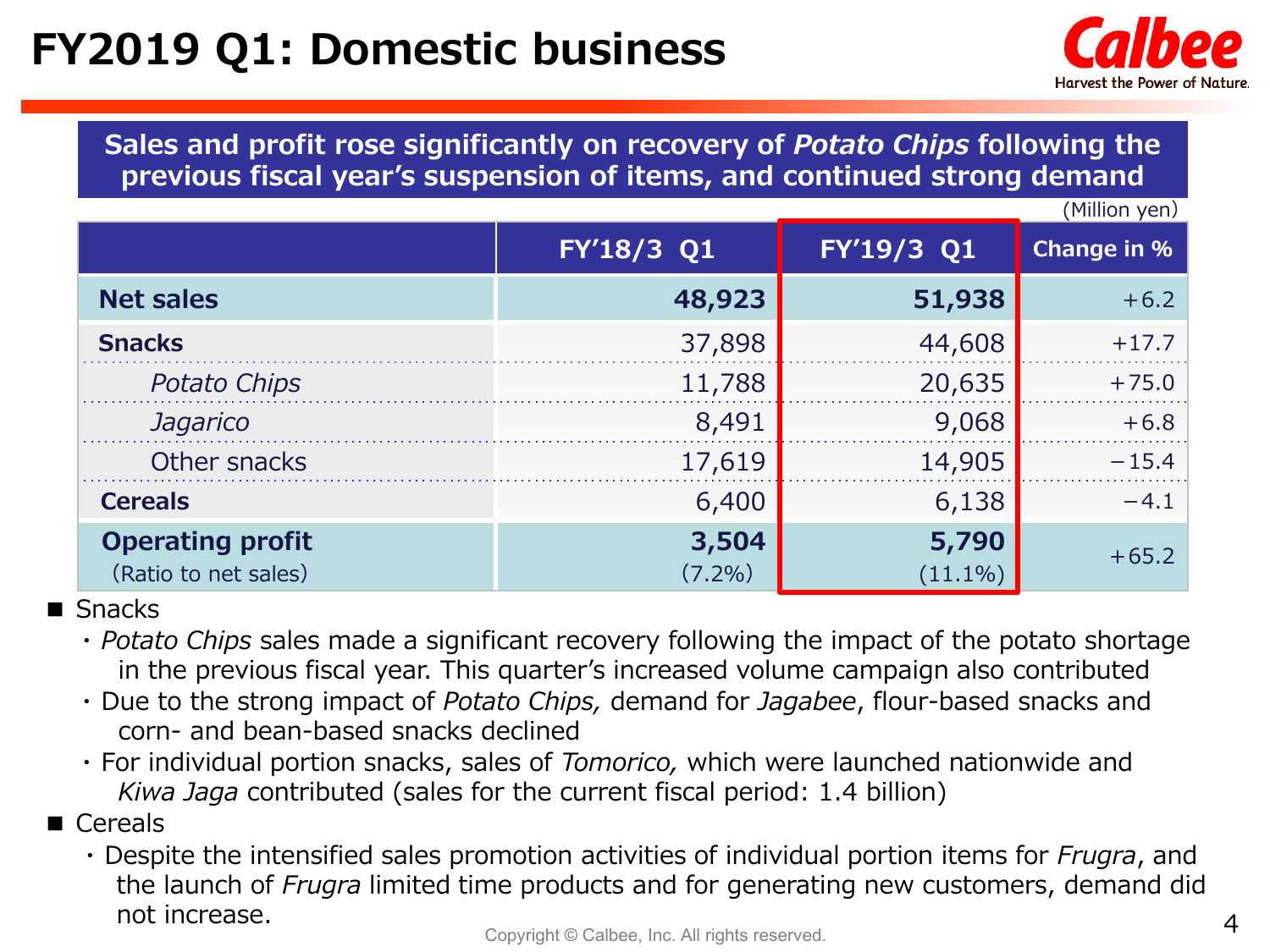# FY2019 Q1: Domestic business

**Sales and profit rose significantly on recovery of *Potato Chips* following the previous fiscal year's suspension of items, and continued strong demand**

(Million yen)

| | FY'18/3 Q1 | FY'19/3 Q1 | Change in % |
|---|---|---|---|
| **Net sales** | **48,923** | **51,938** | +6.2 |
| **Snacks** | 37,898 | 44,608 | +17.7 |
| *Potato Chips* | 11,788 | 20,635 | +75.0 |
| *Jagarico* | 8,491 | 9,068 | +6.8 |
| Other snacks | 17,619 | 14,905 | −15.4 |
| **Cereals** | 6,400 | 6,138 | −4.1 |
| **Operating profit** (Ratio to net sales) | **3,504** (7.2%) | **5,790** (11.1%) | +65.2 |

- Snacks
  - *Potato Chips* sales made a significant recovery following the impact of the potato shortage in the previous fiscal year. This quarter's increased volume campaign also contributed
  - Due to the strong impact of *Potato Chips,* demand for *Jagabee*, flour-based snacks and corn- and bean-based snacks declined
  - For individual portion snacks, sales of *Tomorico,* which were launched nationwide and *Kiwa Jaga* contributed (sales for the current fiscal period: 1.4 billion)
- Cereals
  - Despite the intensified sales promotion activities of individual portion items for *Frugra*, and the launch of *Frugra* limited time products and for generating new customers, demand did not increase.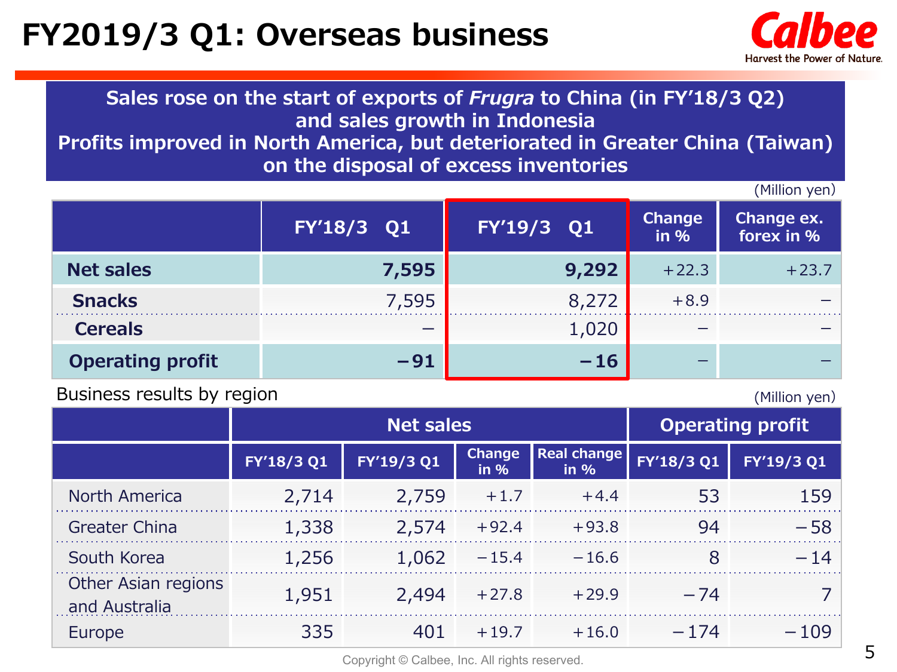# FY2019/3 Q1: Overseas business

**Sales rose on the start of exports of *Frugra* to China (in FY'18/3 Q2) and sales growth in Indonesia**
**Profits improved in North America, but deteriorated in Greater China (Taiwan) on the disposal of excess inventories**

(Million yen)

| | FY'18/3 Q1 | FY'19/3 Q1 | Change in % | Change ex. forex in % |
|---|---|---|---|---|
| **Net sales** | **7,595** | **9,292** | +22.3 | +23.7 |
| **Snacks** | 7,595 | 8,272 | +8.9 | – |
| **Cereals** | – | 1,020 | – | – |
| **Operating profit** | **−91** | **−16** | – | – |

Business results by region

(Million yen)

| | Net sales | | | | Operating profit | |
|---|---|---|---|---|---|---|
| | FY'18/3 Q1 | FY'19/3 Q1 | Change in % | Real change in % | FY'18/3 Q1 | FY'19/3 Q1 |
| North America | 2,714 | 2,759 | +1.7 | +4.4 | 53 | 159 |
| Greater China | 1,338 | 2,574 | +92.4 | +93.8 | 94 | −58 |
| South Korea | 1,256 | 1,062 | −15.4 | −16.6 | 8 | −14 |
| Other Asian regions and Australia | 1,951 | 2,494 | +27.8 | +29.9 | −74 | 7 |
| Europe | 335 | 401 | +19.7 | +16.0 | −174 | −109 |

Copyright © Calbee, Inc. All rights reserved.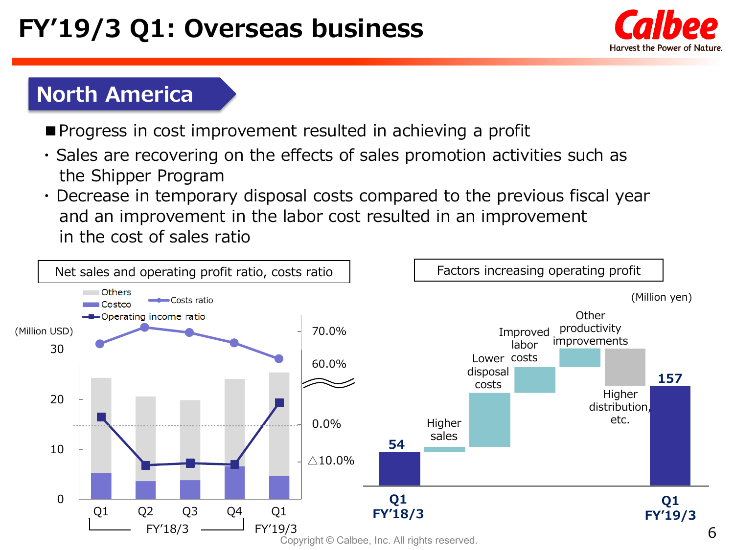# FY'19/3 Q1: Overseas business

## North America

■ Progress in cost improvement resulted in achieving a profit

- Sales are recovering on the effects of sales promotion activities such as the Shipper Program
- Decrease in temporary disposal costs compared to the previous fiscal year and an improvement in the labor cost resulted in an improvement in the cost of sales ratio

**Net sales and operating profit ratio, costs ratio**

Legend: Others, Costco, Costs ratio, Operating income ratio

(Million USD)

Axis: 0, 10, 20, 30 / △10.0%, 0.0%, 60.0%, 70.0%

Q1, Q2, Q3, Q4 (FY'18/3), Q1 (FY'19/3)

**Factors increasing operating profit**

(Million yen)

| Item | Value |
|---|---|
| Q1 FY'18/3 | 54 |
| Higher sales | |
| Lower disposal costs | |
| Improved labor costs | |
| Other productivity improvements | |
| Higher distribution, etc. | |
| Q1 FY'19/3 | 157 |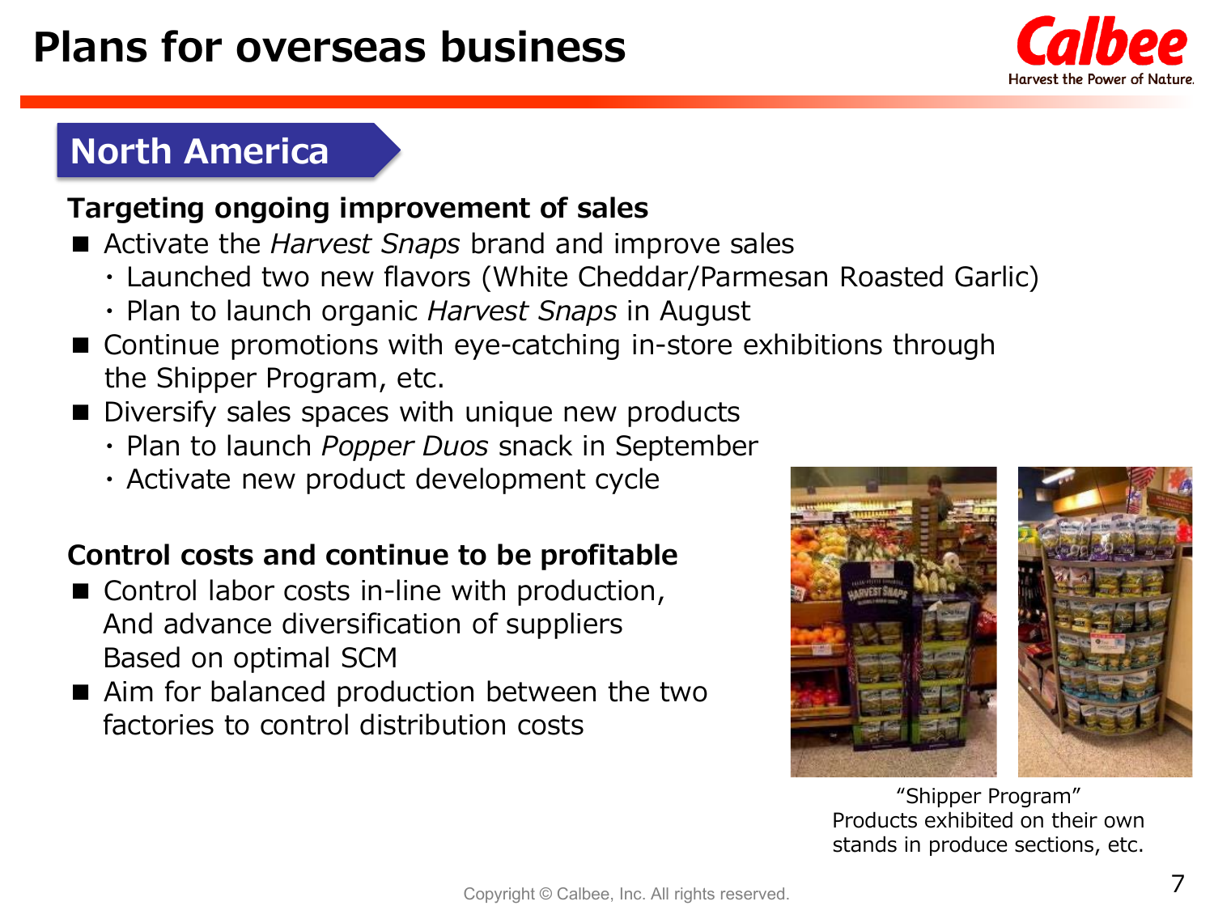# Plans for overseas business

## North America

**Targeting ongoing improvement of sales**

- Activate the *Harvest Snaps* brand and improve sales
  - Launched two new flavors (White Cheddar/Parmesan Roasted Garlic)
  - Plan to launch organic *Harvest Snaps* in August
- Continue promotions with eye-catching in-store exhibitions through the Shipper Program, etc.
- Diversify sales spaces with unique new products
  - Plan to launch *Popper Duos* snack in September
  - Activate new product development cycle

**Control costs and continue to be profitable**

- Control labor costs in-line with production, And advance diversification of suppliers Based on optimal SCM
- Aim for balanced production between the two factories to control distribution costs

"Shipper Program"
Products exhibited on their own stands in produce sections, etc.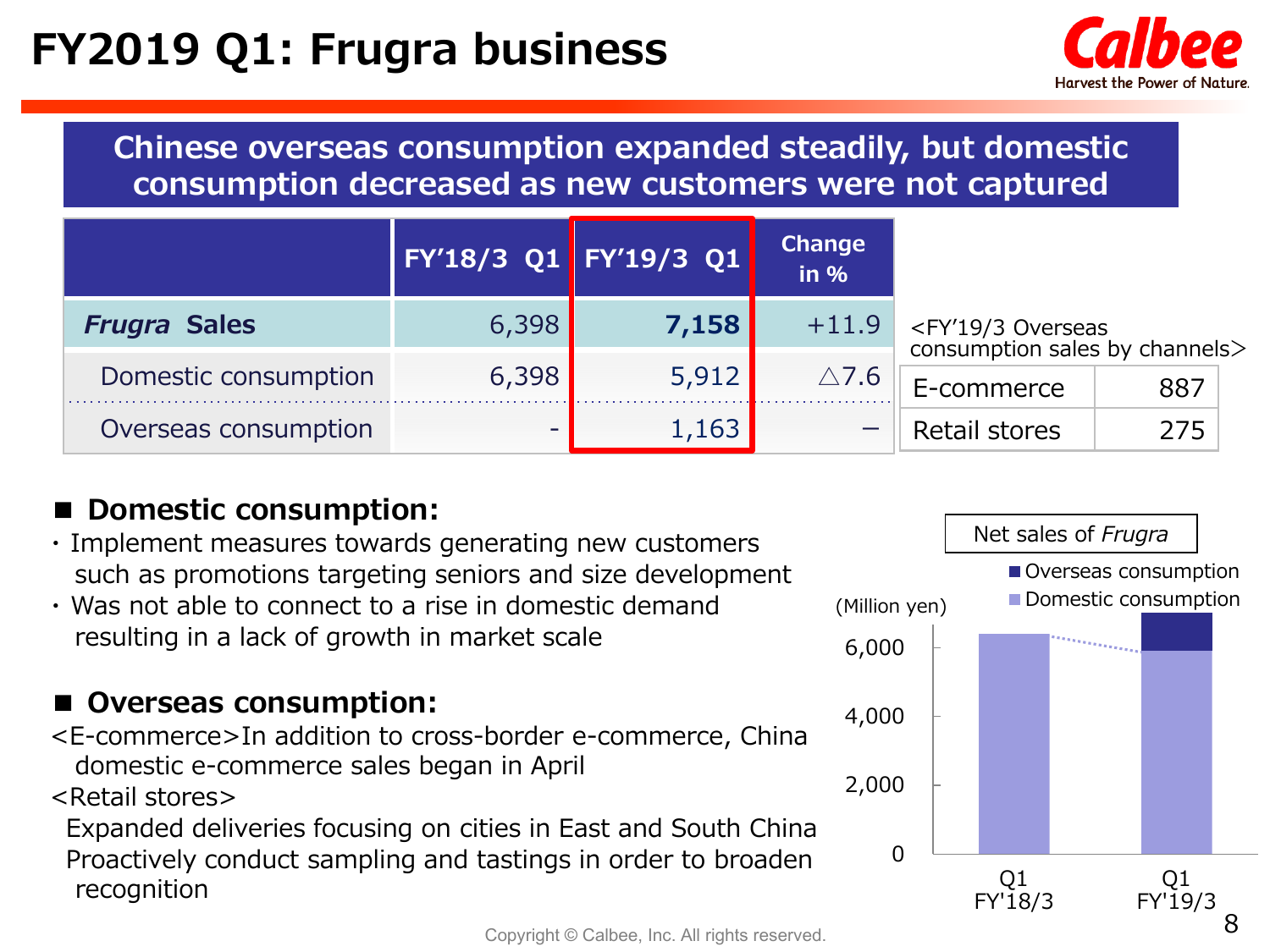# FY2019 Q1: Frugra business

**Chinese overseas consumption expanded steadily, but domestic consumption decreased as new customers were not captured**

| | FY'18/3 Q1 | FY'19/3 Q1 | Change in % |
|---|---|---|---|
| ***Frugra* Sales** | 6,398 | **7,158** | +11.9 |
| Domestic consumption | 6,398 | 5,912 | △7.6 |
| Overseas consumption | - | 1,163 | – |

<FY'19/3 Overseas consumption sales by channels>

| | |
|---|---|
| E-commerce | 887 |
| Retail stores | 275 |

## ■ Domestic consumption:

- Implement measures towards generating new customers such as promotions targeting seniors and size development
- Was not able to connect to a rise in domestic demand resulting in a lack of growth in market scale

## ■ Overseas consumption:

<E-commerce>In addition to cross-border e-commerce, China domestic e-commerce sales began in April

<Retail stores>

Expanded deliveries focusing on cities in East and South China

Proactively conduct sampling and tastings in order to broaden recognition

Net sales of *Frugra*

(Million yen)

| | Domestic consumption | Overseas consumption |
|---|---|---|
| Q1 FY'18/3 | 6,398 | - |
| Q1 FY'19/3 | 5,912 | 1,163 |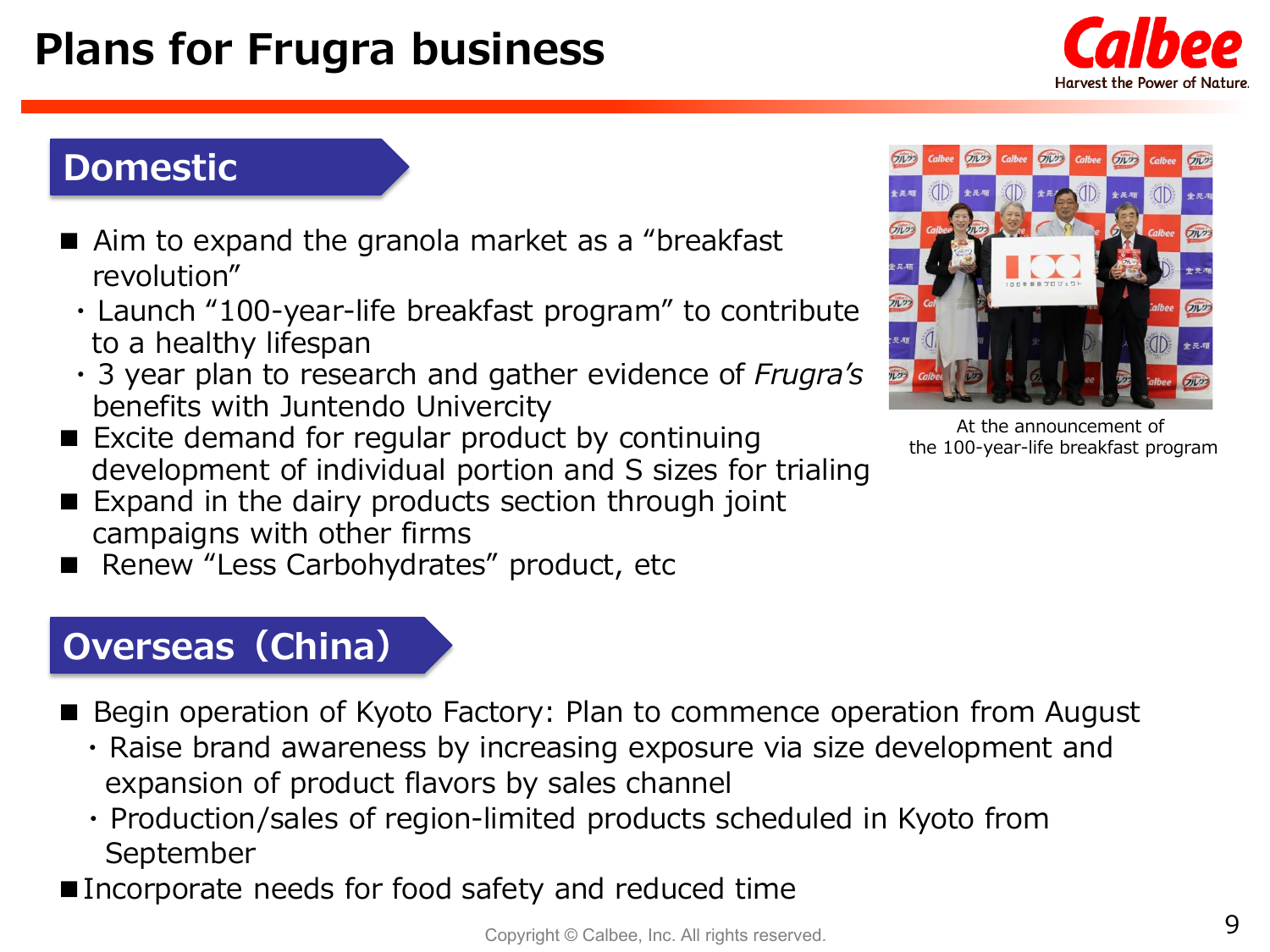# Plans for Frugra business

## Domestic

- Aim to expand the granola market as a "breakfast revolution"
  - Launch "100-year-life breakfast program" to contribute to a healthy lifespan
  - 3 year plan to research and gather evidence of *Frugra's* benefits with Juntendo Univercity
- Excite demand for regular product by continuing development of individual portion and S sizes for trialing
- Expand in the dairy products section through joint campaigns with other firms
- Renew "Less Carbohydrates" product, etc

At the announcement of the 100-year-life breakfast program

## Overseas（China）

- Begin operation of Kyoto Factory: Plan to commence operation from August
  - Raise brand awareness by increasing exposure via size development and expansion of product flavors by sales channel
  - Production/sales of region-limited products scheduled in Kyoto from September
- Incorporate needs for food safety and reduced time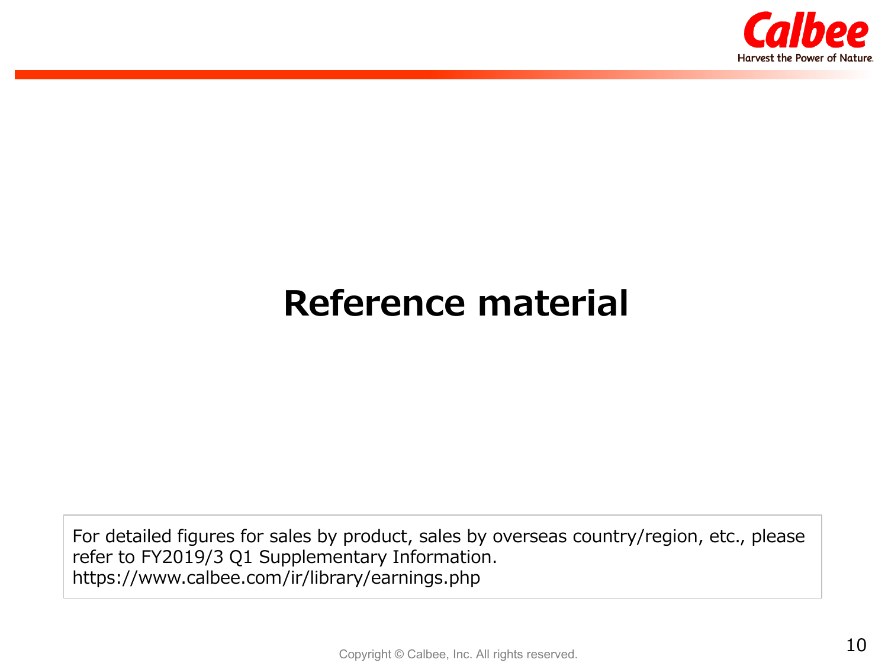# Reference material

For detailed figures for sales by product, sales by overseas country/region, etc., please refer to FY2019/3 Q1 Supplementary Information.
https://www.calbee.com/ir/library/earnings.php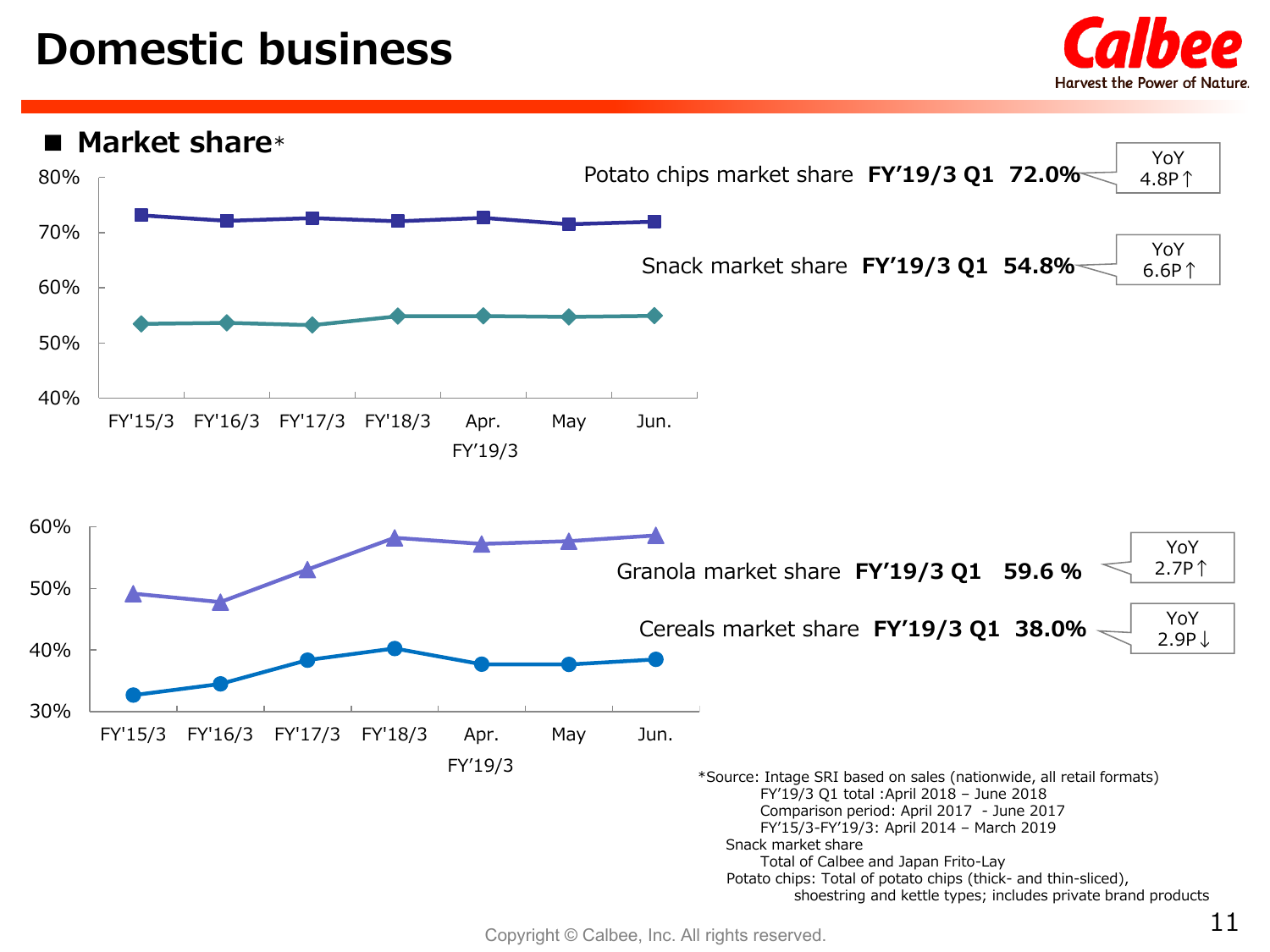# Domestic business

## Market share*

Potato chips market share **FY'19/3 Q1 72.0%**

YoY 4.8P↑

Snack market share **FY'19/3 Q1 54.8%**

YoY 6.6P↑

80%, 70%, 60%, 50%, 40%

FY'15/3 FY'16/3 FY'17/3 FY'18/3 Apr. May Jun.

FY'19/3

Granola market share **FY'19/3 Q1 59.6 %**

YoY 2.7P↑

Cereals market share **FY'19/3 Q1 38.0%**

YoY 2.9P↓

60%, 50%, 40%, 30%

FY'15/3 FY'16/3 FY'17/3 FY'18/3 Apr. May Jun.

FY'19/3

*Source: Intage SRI based on sales (nationwide, all retail formats)
FY'19/3 Q1 total :April 2018 – June 2018
Comparison period: April 2017 - June 2017
FY'15/3-FY'19/3: April 2014 – March 2019
Snack market share
Total of Calbee and Japan Frito-Lay
Potato chips: Total of potato chips (thick- and thin-sliced), shoestring and kettle types; includes private brand products

Copyright © Calbee, Inc. All rights reserved.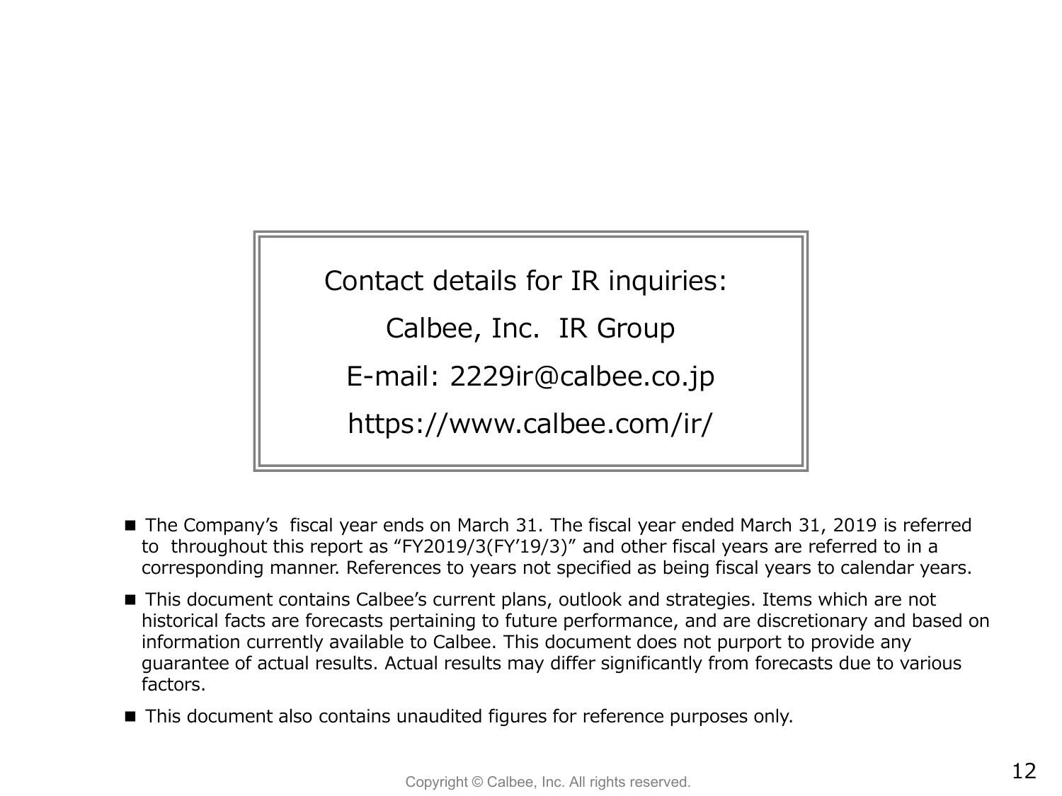Contact details for IR inquiries:

Calbee, Inc.  IR Group

E-mail: 2229ir@calbee.co.jp

https://www.calbee.com/ir/

- The Company's fiscal year ends on March 31. The fiscal year ended March 31, 2019 is referred to throughout this report as "FY2019/3(FY'19/3)" and other fiscal years are referred to in a corresponding manner. References to years not specified as being fiscal years to calendar years.
- This document contains Calbee's current plans, outlook and strategies. Items which are not historical facts are forecasts pertaining to future performance, and are discretionary and based on information currently available to Calbee. This document does not purport to provide any guarantee of actual results. Actual results may differ significantly from forecasts due to various factors.
- This document also contains unaudited figures for reference purposes only.